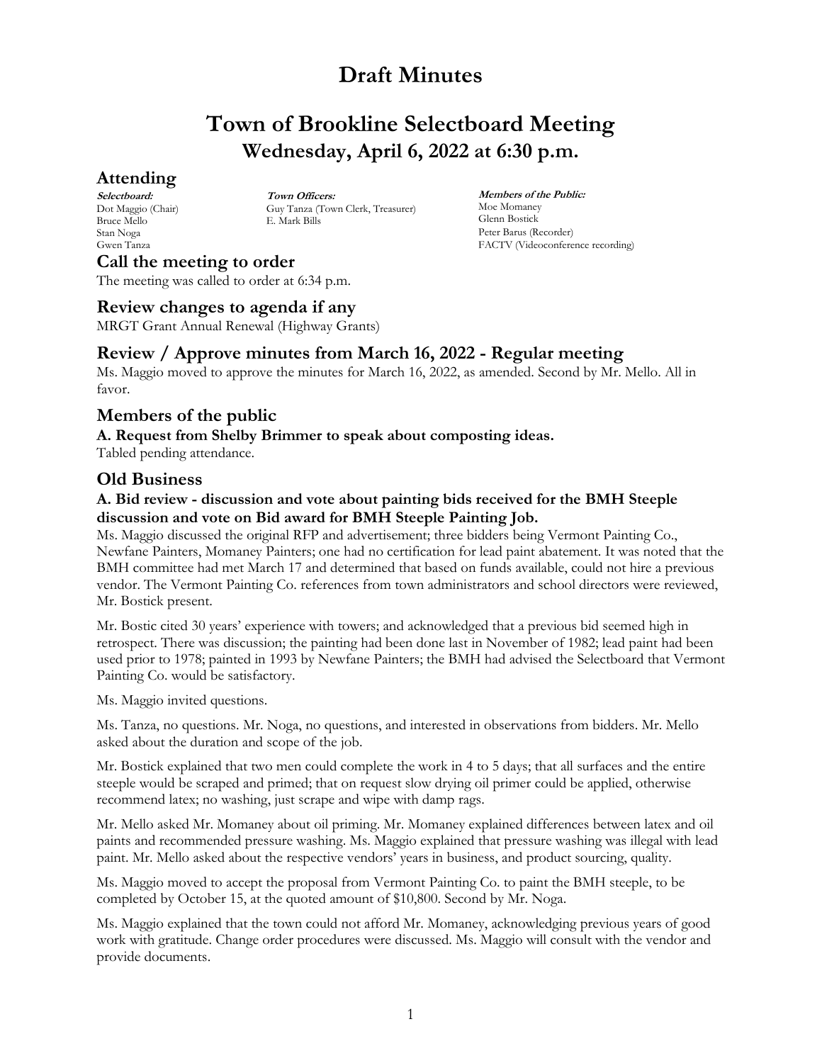# Draft Minutes

# Town of Brookline Selectboard Meeting

## Wednesday, April 6, 2022 at 6:30 p.m.

## Attending

**Selectboard:**
Dot Maggio (Chair)
Bruce Mello
Stan Noga
Gwen Tanza

**Town Officers:**
Guy Tanza (Town Clerk, Treasurer)
E. Mark Bills

**Members of the Public:**
Moe Momaney
Glenn Bostick
Peter Barus (Recorder)
FACTV (Videoconference recording)

## Call the meeting to order

The meeting was called to order at 6:34 p.m.

## Review changes to agenda if any

MRGT Grant Annual Renewal (Highway Grants)

## Review / Approve minutes from March 16, 2022 - Regular meeting

Ms. Maggio moved to approve the minutes for March 16, 2022, as amended. Second by Mr. Mello. All in favor.

## Members of the public

### A. Request from Shelby Brimmer to speak about composting ideas.

Tabled pending attendance.

## Old Business

### A. Bid review - discussion and vote about painting bids received for the BMH Steeple discussion and vote on Bid award for BMH Steeple Painting Job.

Ms. Maggio discussed the original RFP and advertisement; three bidders being Vermont Painting Co., Newfane Painters, Momaney Painters; one had no certification for lead paint abatement. It was noted that the BMH committee had met March 17 and determined that based on funds available, could not hire a previous vendor. The Vermont Painting Co. references from town administrators and school directors were reviewed, Mr. Bostick present.

Mr. Bostic cited 30 years' experience with towers; and acknowledged that a previous bid seemed high in retrospect. There was discussion; the painting had been done last in November of 1982; lead paint had been used prior to 1978; painted in 1993 by Newfane Painters; the BMH had advised the Selectboard that Vermont Painting Co. would be satisfactory.

Ms. Maggio invited questions.

Ms. Tanza, no questions. Mr. Noga, no questions, and interested in observations from bidders. Mr. Mello asked about the duration and scope of the job.

Mr. Bostick explained that two men could complete the work in 4 to 5 days; that all surfaces and the entire steeple would be scraped and primed; that on request slow drying oil primer could be applied, otherwise recommend latex; no washing, just scrape and wipe with damp rags.

Mr. Mello asked Mr. Momaney about oil priming. Mr. Momaney explained differences between latex and oil paints and recommended pressure washing. Ms. Maggio explained that pressure washing was illegal with lead paint. Mr. Mello asked about the respective vendors' years in business, and product sourcing, quality.

Ms. Maggio moved to accept the proposal from Vermont Painting Co. to paint the BMH steeple, to be completed by October 15, at the quoted amount of $10,800. Second by Mr. Noga.

Ms. Maggio explained that the town could not afford Mr. Momaney, acknowledging previous years of good work with gratitude. Change order procedures were discussed. Ms. Maggio will consult with the vendor and provide documents.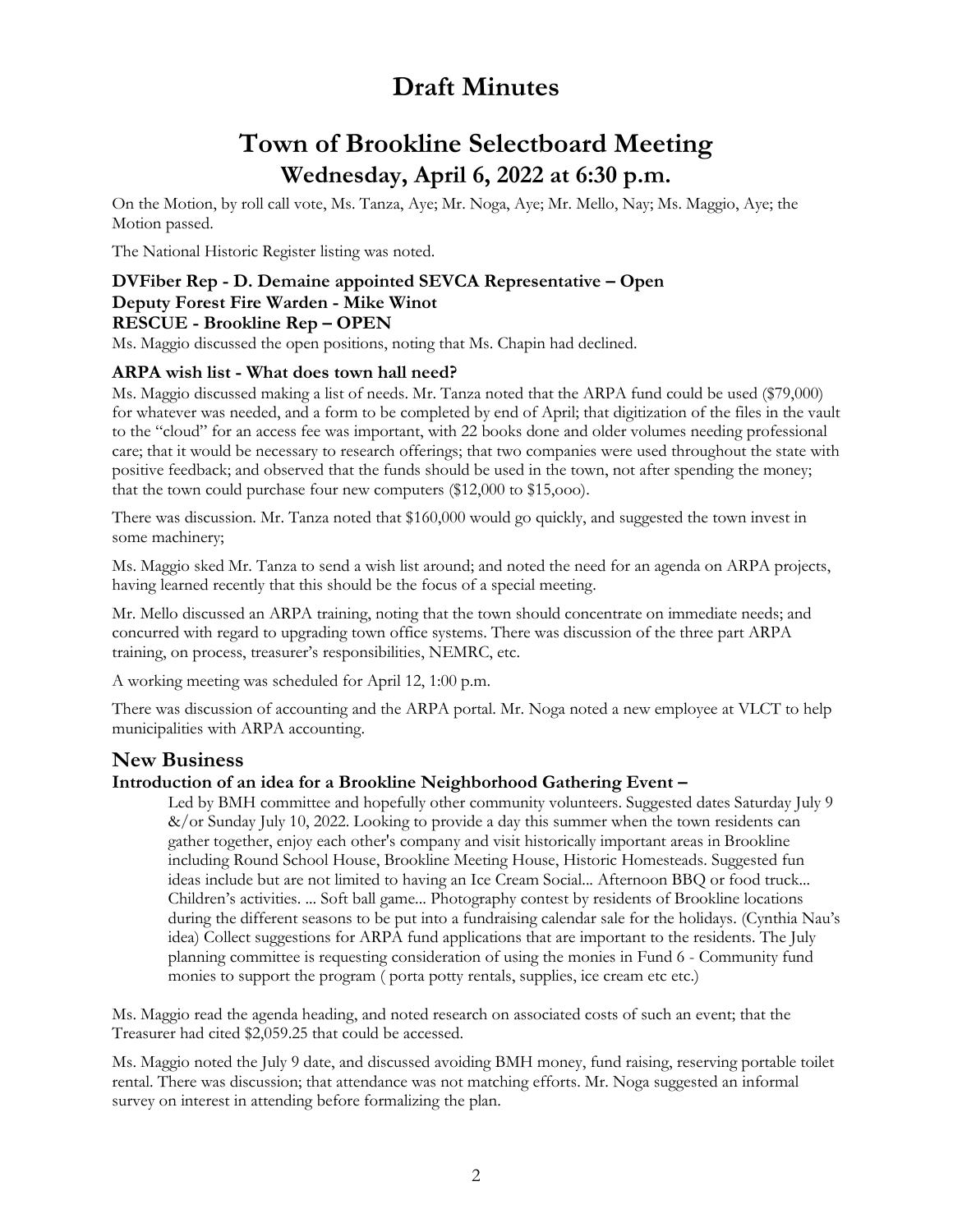# Draft Minutes

## Town of Brookline Selectboard Meeting
### Wednesday, April 6, 2022 at 6:30 p.m.

On the Motion, by roll call vote, Ms. Tanza, Aye; Mr. Noga, Aye; Mr. Mello, Nay; Ms. Maggio, Aye; the Motion passed.

The National Historic Register listing was noted.

**DVFiber Rep - D. Demaine appointed SEVCA Representative – Open**
**Deputy Forest Fire Warden - Mike Winot**
**RESCUE - Brookline Rep – OPEN**

Ms. Maggio discussed the open positions, noting that Ms. Chapin had declined.

**ARPA wish list - What does town hall need?**

Ms. Maggio discussed making a list of needs. Mr. Tanza noted that the ARPA fund could be used ($79,000) for whatever was needed, and a form to be completed by end of April; that digitization of the files in the vault to the "cloud" for an access fee was important, with 22 books done and older volumes needing professional care; that it would be necessary to research offerings; that two companies were used throughout the state with positive feedback; and observed that the funds should be used in the town, not after spending the money; that the town could purchase four new computers ($12,000 to $15,ooo).

There was discussion. Mr. Tanza noted that $160,000 would go quickly, and suggested the town invest in some machinery;

Ms. Maggio sked Mr. Tanza to send a wish list around; and noted the need for an agenda on ARPA projects, having learned recently that this should be the focus of a special meeting.

Mr. Mello discussed an ARPA training, noting that the town should concentrate on immediate needs; and concurred with regard to upgrading town office systems. There was discussion of the three part ARPA training, on process, treasurer's responsibilities, NEMRC, etc.

A working meeting was scheduled for April 12, 1:00 p.m.

There was discussion of accounting and the ARPA portal. Mr. Noga noted a new employee at VLCT to help municipalities with ARPA accounting.

## New Business

**Introduction of an idea for a Brookline Neighborhood Gathering Event –**

> Led by BMH committee and hopefully other community volunteers. Suggested dates Saturday July 9 &/or Sunday July 10, 2022. Looking to provide a day this summer when the town residents can gather together, enjoy each other's company and visit historically important areas in Brookline including Round School House, Brookline Meeting House, Historic Homesteads. Suggested fun ideas include but are not limited to having an Ice Cream Social... Afternoon BBQ or food truck... Children's activities. ... Soft ball game... Photography contest by residents of Brookline locations during the different seasons to be put into a fundraising calendar sale for the holidays. (Cynthia Nau's idea) Collect suggestions for ARPA fund applications that are important to the residents. The July planning committee is requesting consideration of using the monies in Fund 6 - Community fund monies to support the program ( porta potty rentals, supplies, ice cream etc etc.)

Ms. Maggio read the agenda heading, and noted research on associated costs of such an event; that the Treasurer had cited $2,059.25 that could be accessed.

Ms. Maggio noted the July 9 date, and discussed avoiding BMH money, fund raising, reserving portable toilet rental. There was discussion; that attendance was not matching efforts. Mr. Noga suggested an informal survey on interest in attending before formalizing the plan.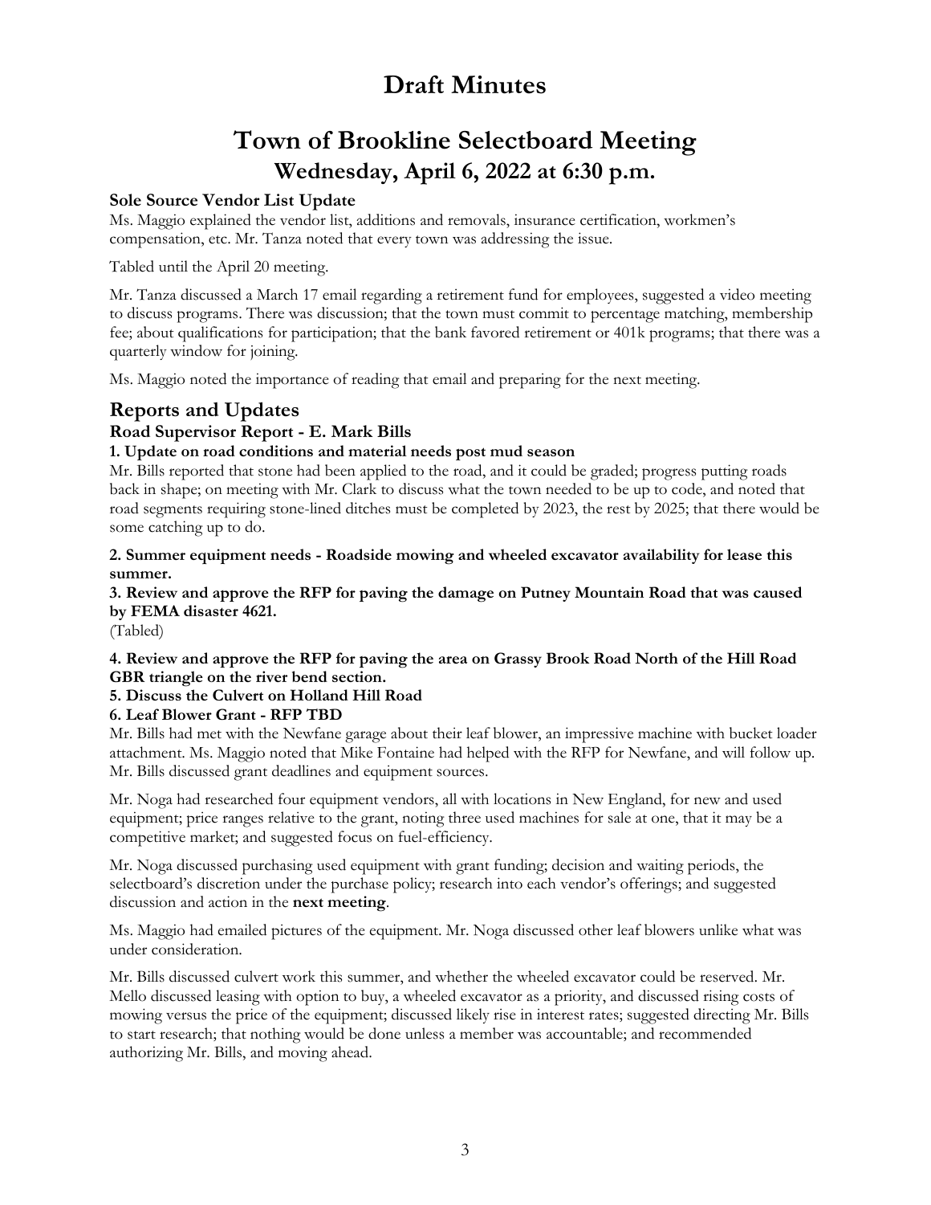# Draft Minutes

# Town of Brookline Selectboard Meeting

## Wednesday, April 6, 2022 at 6:30 p.m.

**Sole Source Vendor List Update**

Ms. Maggio explained the vendor list, additions and removals, insurance certification, workmen's compensation, etc. Mr. Tanza noted that every town was addressing the issue.

Tabled until the April 20 meeting.

Mr. Tanza discussed a March 17 email regarding a retirement fund for employees, suggested a video meeting to discuss programs. There was discussion; that the town must commit to percentage matching, membership fee; about qualifications for participation; that the bank favored retirement or 401k programs; that there was a quarterly window for joining.

Ms. Maggio noted the importance of reading that email and preparing for the next meeting.

## Reports and Updates

### Road Supervisor Report - E. Mark Bills

**1. Update on road conditions and material needs post mud season**

Mr. Bills reported that stone had been applied to the road, and it could be graded; progress putting roads back in shape; on meeting with Mr. Clark to discuss what the town needed to be up to code, and noted that road segments requiring stone-lined ditches must be completed by 2023, the rest by 2025; that there would be some catching up to do.

**2. Summer equipment needs - Roadside mowing and wheeled excavator availability for lease this summer.**

**3. Review and approve the RFP for paving the damage on Putney Mountain Road that was caused by FEMA disaster 4621.**

(Tabled)

**4. Review and approve the RFP for paving the area on Grassy Brook Road North of the Hill Road GBR triangle on the river bend section.**

**5. Discuss the Culvert on Holland Hill Road**

**6. Leaf Blower Grant - RFP TBD**

Mr. Bills had met with the Newfane garage about their leaf blower, an impressive machine with bucket loader attachment. Ms. Maggio noted that Mike Fontaine had helped with the RFP for Newfane, and will follow up. Mr. Bills discussed grant deadlines and equipment sources.

Mr. Noga had researched four equipment vendors, all with locations in New England, for new and used equipment; price ranges relative to the grant, noting three used machines for sale at one, that it may be a competitive market; and suggested focus on fuel-efficiency.

Mr. Noga discussed purchasing used equipment with grant funding; decision and waiting periods, the selectboard's discretion under the purchase policy; research into each vendor's offerings; and suggested discussion and action in the **next meeting**.

Ms. Maggio had emailed pictures of the equipment. Mr. Noga discussed other leaf blowers unlike what was under consideration.

Mr. Bills discussed culvert work this summer, and whether the wheeled excavator could be reserved. Mr. Mello discussed leasing with option to buy, a wheeled excavator as a priority, and discussed rising costs of mowing versus the price of the equipment; discussed likely rise in interest rates; suggested directing Mr. Bills to start research; that nothing would be done unless a member was accountable; and recommended authorizing Mr. Bills, and moving ahead.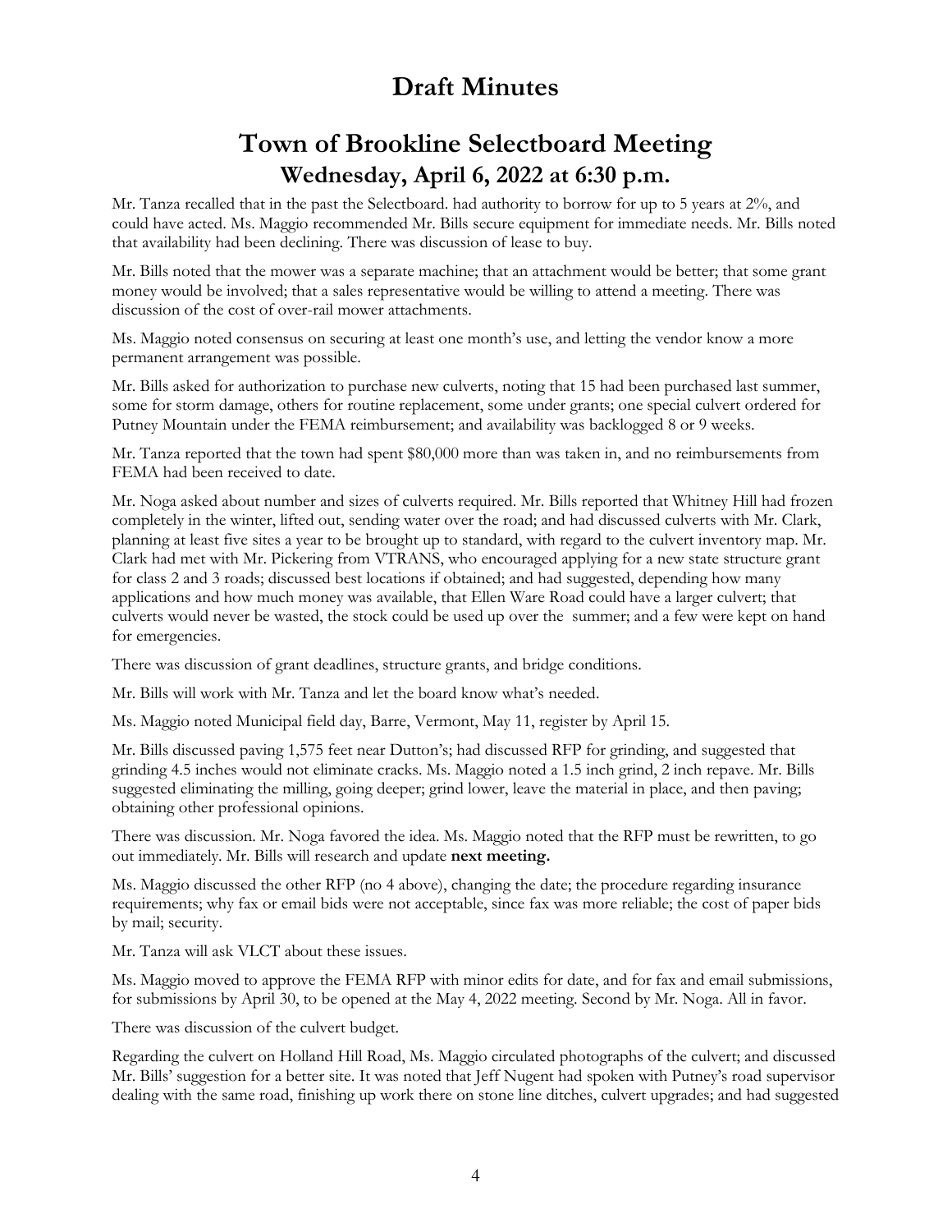# Draft Minutes

## Town of Brookline Selectboard Meeting
### Wednesday, April 6, 2022 at 6:30 p.m.

Mr. Tanza recalled that in the past the Selectboard. had authority to borrow for up to 5 years at 2%, and could have acted. Ms. Maggio recommended Mr. Bills secure equipment for immediate needs. Mr. Bills noted that availability had been declining. There was discussion of lease to buy.

Mr. Bills noted that the mower was a separate machine; that an attachment would be better; that some grant money would be involved; that a sales representative would be willing to attend a meeting. There was discussion of the cost of over-rail mower attachments.

Ms. Maggio noted consensus on securing at least one month's use, and letting the vendor know a more permanent arrangement was possible.

Mr. Bills asked for authorization to purchase new culverts, noting that 15 had been purchased last summer, some for storm damage, others for routine replacement, some under grants; one special culvert ordered for Putney Mountain under the FEMA reimbursement; and availability was backlogged 8 or 9 weeks.

Mr. Tanza reported that the town had spent $80,000 more than was taken in, and no reimbursements from FEMA had been received to date.

Mr. Noga asked about number and sizes of culverts required. Mr. Bills reported that Whitney Hill had frozen completely in the winter, lifted out, sending water over the road; and had discussed culverts with Mr. Clark, planning at least five sites a year to be brought up to standard, with regard to the culvert inventory map. Mr. Clark had met with Mr. Pickering from VTRANS, who encouraged applying for a new state structure grant for class 2 and 3 roads; discussed best locations if obtained; and had suggested, depending how many applications and how much money was available, that Ellen Ware Road could have a larger culvert; that culverts would never be wasted, the stock could be used up over the summer; and a few were kept on hand for emergencies.

There was discussion of grant deadlines, structure grants, and bridge conditions.

Mr. Bills will work with Mr. Tanza and let the board know what's needed.

Ms. Maggio noted Municipal field day, Barre, Vermont, May 11, register by April 15.

Mr. Bills discussed paving 1,575 feet near Dutton's; had discussed RFP for grinding, and suggested that grinding 4.5 inches would not eliminate cracks. Ms. Maggio noted a 1.5 inch grind, 2 inch repave. Mr. Bills suggested eliminating the milling, going deeper; grind lower, leave the material in place, and then paving; obtaining other professional opinions.

There was discussion. Mr. Noga favored the idea. Ms. Maggio noted that the RFP must be rewritten, to go out immediately. Mr. Bills will research and update **next meeting.**

Ms. Maggio discussed the other RFP (no 4 above), changing the date; the procedure regarding insurance requirements; why fax or email bids were not acceptable, since fax was more reliable; the cost of paper bids by mail; security.

Mr. Tanza will ask VLCT about these issues.

Ms. Maggio moved to approve the FEMA RFP with minor edits for date, and for fax and email submissions, for submissions by April 30, to be opened at the May 4, 2022 meeting. Second by Mr. Noga. All in favor.

There was discussion of the culvert budget.

Regarding the culvert on Holland Hill Road, Ms. Maggio circulated photographs of the culvert; and discussed Mr. Bills' suggestion for a better site. It was noted that Jeff Nugent had spoken with Putney's road supervisor dealing with the same road, finishing up work there on stone line ditches, culvert upgrades; and had suggested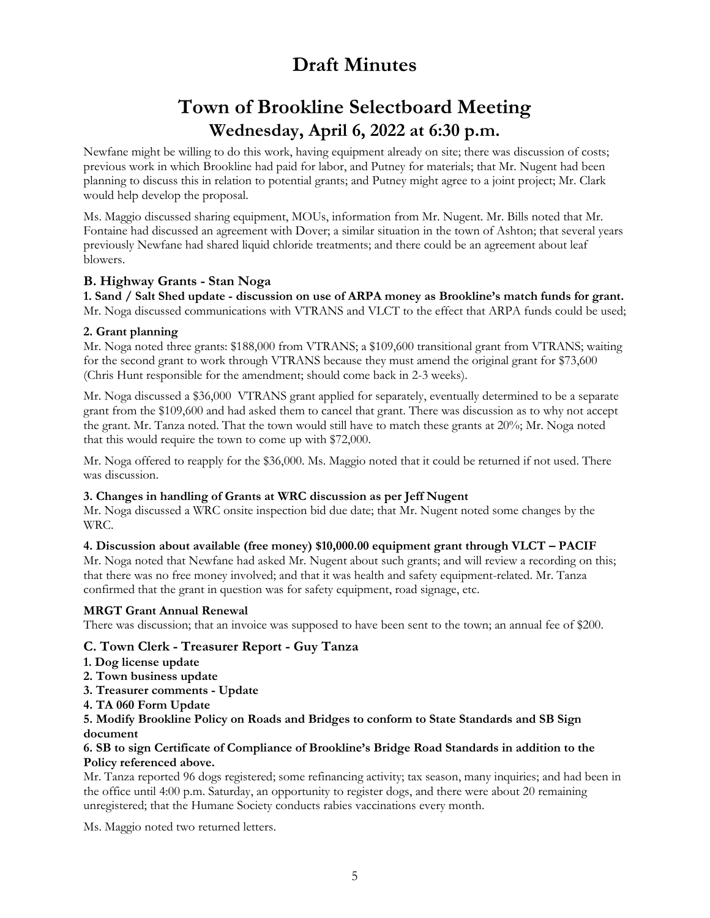# Draft Minutes

# Town of Brookline Selectboard Meeting
## Wednesday, April 6, 2022 at 6:30 p.m.

Newfane might be willing to do this work, having equipment already on site; there was discussion of costs; previous work in which Brookline had paid for labor, and Putney for materials; that Mr. Nugent had been planning to discuss this in relation to potential grants; and Putney might agree to a joint project; Mr. Clark would help develop the proposal.

Ms. Maggio discussed sharing equipment, MOUs, information from Mr. Nugent. Mr. Bills noted that Mr. Fontaine had discussed an agreement with Dover; a similar situation in the town of Ashton; that several years previously Newfane had shared liquid chloride treatments; and there could be an agreement about leaf blowers.

### B. Highway Grants - Stan Noga

**1. Sand / Salt Shed update - discussion on use of ARPA money as Brookline's match funds for grant.**
Mr. Noga discussed communications with VTRANS and VLCT to the effect that ARPA funds could be used;

**2. Grant planning**
Mr. Noga noted three grants: $188,000 from VTRANS; a $109,600 transitional grant from VTRANS; waiting for the second grant to work through VTRANS because they must amend the original grant for $73,600 (Chris Hunt responsible for the amendment; should come back in 2-3 weeks).

Mr. Noga discussed a $36,000 VTRANS grant applied for separately, eventually determined to be a separate grant from the $109,600 and had asked them to cancel that grant. There was discussion as to why not accept the grant. Mr. Tanza noted. That the town would still have to match these grants at 20%; Mr. Noga noted that this would require the town to come up with $72,000.

Mr. Noga offered to reapply for the $36,000. Ms. Maggio noted that it could be returned if not used. There was discussion.

**3. Changes in handling of Grants at WRC discussion as per Jeff Nugent**
Mr. Noga discussed a WRC onsite inspection bid due date; that Mr. Nugent noted some changes by the WRC.

**4. Discussion about available (free money) $10,000.00 equipment grant through VLCT – PACIF**
Mr. Noga noted that Newfane had asked Mr. Nugent about such grants; and will review a recording on this; that there was no free money involved; and that it was health and safety equipment-related. Mr. Tanza confirmed that the grant in question was for safety equipment, road signage, etc.

**MRGT Grant Annual Renewal**
There was discussion; that an invoice was supposed to have been sent to the town; an annual fee of $200.

### C. Town Clerk - Treasurer Report - Guy Tanza

**1. Dog license update**
**2. Town business update**
**3. Treasurer comments - Update**
**4. TA 060 Form Update**
**5. Modify Brookline Policy on Roads and Bridges to conform to State Standards and SB Sign document**
**6. SB to sign Certificate of Compliance of Brookline's Bridge Road Standards in addition to the Policy referenced above.**

Mr. Tanza reported 96 dogs registered; some refinancing activity; tax season, many inquiries; and had been in the office until 4:00 p.m. Saturday, an opportunity to register dogs, and there were about 20 remaining unregistered; that the Humane Society conducts rabies vaccinations every month.

Ms. Maggio noted two returned letters.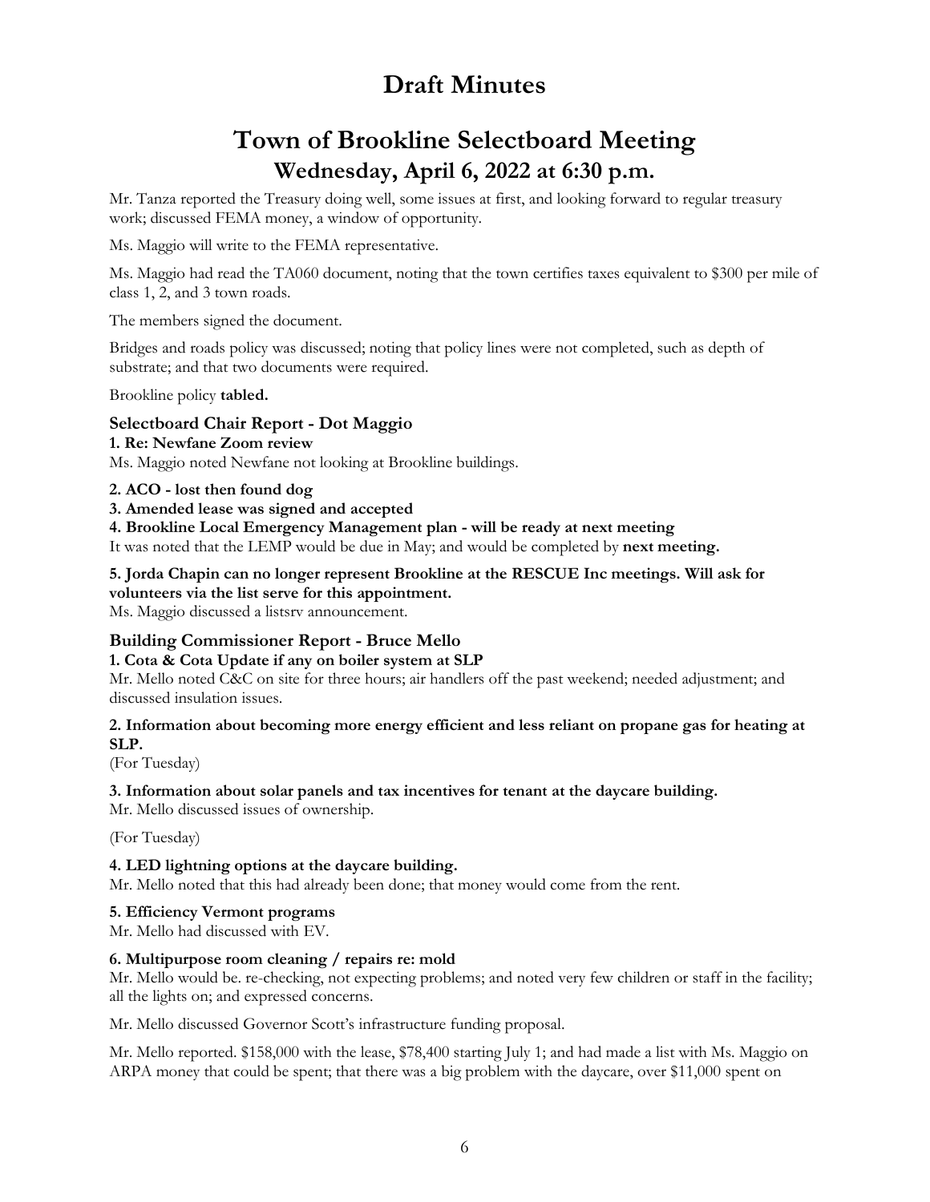# Draft Minutes

# Town of Brookline Selectboard Meeting
## Wednesday, April 6, 2022 at 6:30 p.m.

Mr. Tanza reported the Treasury doing well, some issues at first, and looking forward to regular treasury work; discussed FEMA money, a window of opportunity.

Ms. Maggio will write to the FEMA representative.

Ms. Maggio had read the TA060 document, noting that the town certifies taxes equivalent to $300 per mile of class 1, 2, and 3 town roads.

The members signed the document.

Bridges and roads policy was discussed; noting that policy lines were not completed, such as depth of substrate; and that two documents were required.

Brookline policy **tabled.**

### Selectboard Chair Report - Dot Maggio

**1. Re: Newfane Zoom review**

Ms. Maggio noted Newfane not looking at Brookline buildings.

**2. ACO - lost then found dog**

**3. Amended lease was signed and accepted**

**4. Brookline Local Emergency Management plan - will be ready at next meeting**

It was noted that the LEMP would be due in May; and would be completed by **next meeting.**

**5. Jorda Chapin can no longer represent Brookline at the RESCUE Inc meetings. Will ask for volunteers via the list serve for this appointment.**

Ms. Maggio discussed a listsrv announcement.

### Building Commissioner Report - Bruce Mello

**1. Cota & Cota Update if any on boiler system at SLP**

Mr. Mello noted C&C on site for three hours; air handlers off the past weekend; needed adjustment; and discussed insulation issues.

**2. Information about becoming more energy efficient and less reliant on propane gas for heating at SLP.**

(For Tuesday)

**3. Information about solar panels and tax incentives for tenant at the daycare building.**

Mr. Mello discussed issues of ownership.

(For Tuesday)

**4. LED lightning options at the daycare building.**

Mr. Mello noted that this had already been done; that money would come from the rent.

**5. Efficiency Vermont programs**

Mr. Mello had discussed with EV.

**6. Multipurpose room cleaning / repairs re: mold**

Mr. Mello would be. re-checking, not expecting problems; and noted very few children or staff in the facility; all the lights on; and expressed concerns.

Mr. Mello discussed Governor Scott's infrastructure funding proposal.

Mr. Mello reported. $158,000 with the lease, $78,400 starting July 1; and had made a list with Ms. Maggio on ARPA money that could be spent; that there was a big problem with the daycare, over $11,000 spent on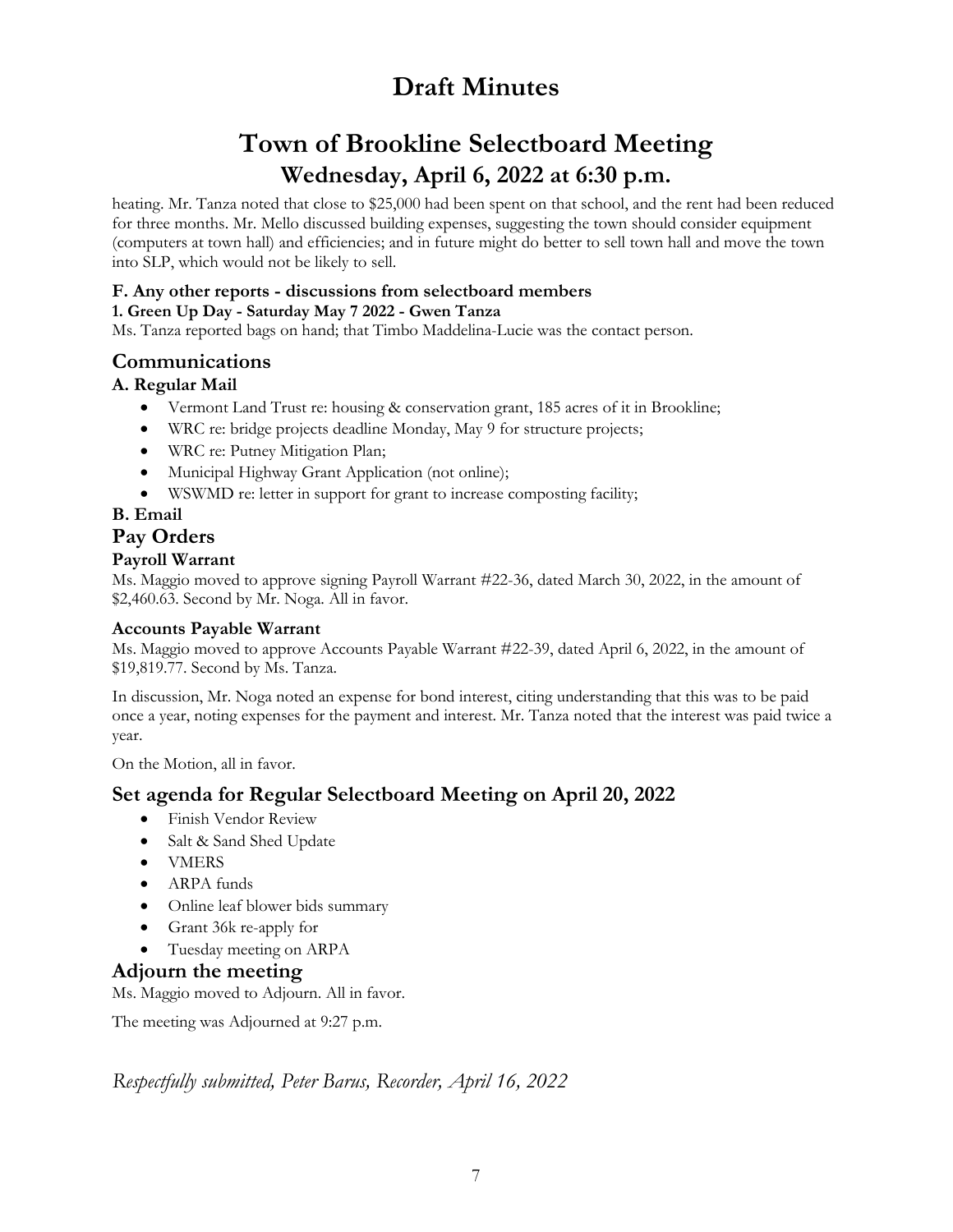# Draft Minutes

# Town of Brookline Selectboard Meeting

## Wednesday, April 6, 2022 at 6:30 p.m.

heating. Mr. Tanza noted that close to $25,000 had been spent on that school, and the rent had been reduced for three months. Mr. Mello discussed building expenses, suggesting the town should consider equipment (computers at town hall) and efficiencies; and in future might do better to sell town hall and move the town into SLP, which would not be likely to sell.

#### F. Any other reports - discussions from selectboard members

**1. Green Up Day - Saturday May 7 2022 - Gwen Tanza**

Ms. Tanza reported bags on hand; that Timbo Maddelina-Lucie was the contact person.

## Communications

### A. Regular Mail

- Vermont Land Trust re: housing & conservation grant, 185 acres of it in Brookline;
- WRC re: bridge projects deadline Monday, May 9 for structure projects;
- WRC re: Putney Mitigation Plan;
- Municipal Highway Grant Application (not online);
- WSWMD re: letter in support for grant to increase composting facility;

### B. Email

## Pay Orders

### Payroll Warrant

Ms. Maggio moved to approve signing Payroll Warrant #22-36, dated March 30, 2022, in the amount of $2,460.63. Second by Mr. Noga. All in favor.

### Accounts Payable Warrant

Ms. Maggio moved to approve Accounts Payable Warrant #22-39, dated April 6, 2022, in the amount of $19,819.77. Second by Ms. Tanza.

In discussion, Mr. Noga noted an expense for bond interest, citing understanding that this was to be paid once a year, noting expenses for the payment and interest. Mr. Tanza noted that the interest was paid twice a year.

On the Motion, all in favor.

## Set agenda for Regular Selectboard Meeting on April 20, 2022

- Finish Vendor Review
- Salt & Sand Shed Update
- VMERS
- ARPA funds
- Online leaf blower bids summary
- Grant 36k re-apply for
- Tuesday meeting on ARPA

## Adjourn the meeting

Ms. Maggio moved to Adjourn. All in favor.

The meeting was Adjourned at 9:27 p.m.

*Respectfully submitted, Peter Barus, Recorder, April 16, 2022*